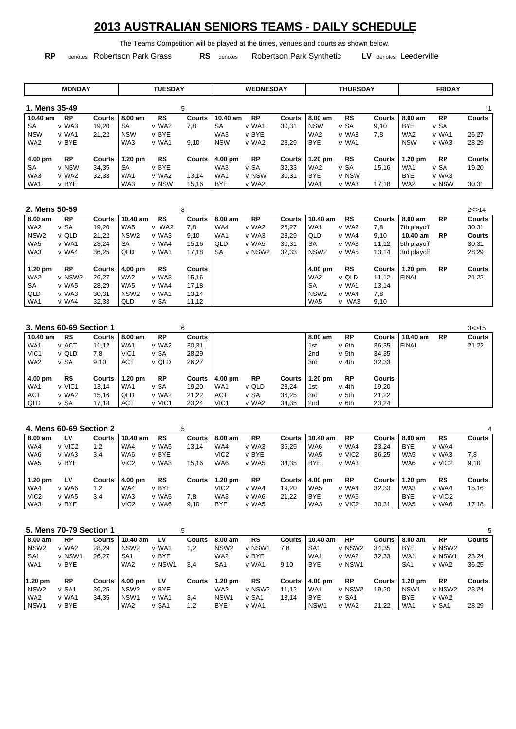# 2013 AUSTRALIAN SENIORS TEAMS - DAILY SCHEDULE

The Teams Competition will be played at the times, venues and courts as shown below.

**RP** denotes Robertson Park Grass  **RS** denotes Robertson Park Synthetic  **LV** denotes Leederville

## 1. Mens 35-49

| MONDAY | | | TUESDAY | | 5 | WEDNESDAY | | | THURSDAY | | | FRIDAY | | 1 |
|---|---|---|---|---|---|---|---|---|---|---|---|---|---|---|
| 10.40 am | RP | Courts | 8.00 am | RS | Courts | 10.40 am | RP | Courts | 8.00 am | RS | Courts | 8.00 am | RP | Courts |
| SA | v WA3 | 19,20 | SA | v WA2 | 7,8 | SA | v WA1 | 30,31 | NSW | v SA | 9,10 | BYE | v SA | |
| NSW | v WA1 | 21,22 | NSW | v BYE | | WA3 | v BYE | | WA2 | v WA3 | 7,8 | WA2 | v WA1 | 26,27 |
| WA2 | v BYE | | WA3 | v WA1 | 9,10 | NSW | v WA2 | 28,29 | BYE | v WA1 | | NSW | v WA3 | 28,29 |
| 4.00 pm | RP | Courts | 1.20 pm | RS | Courts | 4.00 pm | RP | Courts | 1.20 pm | RS | Courts | 1.20 pm | RP | Courts |
| SA | v NSW | 34,35 | SA | v BYE | | WA3 | v SA | 32,33 | WA2 | v SA | 15,16 | WA1 | v SA | 19,20 |
| WA3 | v WA2 | 32,33 | WA1 | v WA2 | 13,14 | WA1 | v NSW | 30,31 | BYE | v NSW | | BYE | v WA3 | |
| WA1 | v BYE | | WA3 | v NSW | 15,16 | BYE | v WA2 | | WA1 | v WA3 | 17,18 | WA2 | v NSW | 30,31 |

## 2. Mens 50-59

| MONDAY | | | TUESDAY | | 8 | WEDNESDAY | | | THURSDAY | | | FRIDAY | | 2<>14 |
|---|---|---|---|---|---|---|---|---|---|---|---|---|---|---|
| 8.00 am | RP | Courts | 10.40 am | RS | Courts | 8.00 am | RP | Courts | 10.40 am | RS | Courts | 8.00 am | RP | Courts |
| WA2 | v SA | 19,20 | WA5 | v WA2 | 7,8 | WA4 | v WA2 | 26,27 | WA1 | v WA2 | 7,8 | 7th playoff | | 30,31 |
| NSW2 | v QLD | 21,22 | NSW2 | v WA3 | 9,10 | WA1 | v WA3 | 28,29 | QLD | v WA4 | 9,10 | 10.40 am | RP | Courts |
| WA5 | v WA1 | 23,24 | SA | v WA4 | 15,16 | QLD | v WA5 | 30,31 | SA | v WA3 | 11,12 | 5th playoff | | 30,31 |
| WA3 | v WA4 | 36,25 | QLD | v WA1 | 17,18 | SA | v NSW2 | 32,33 | NSW2 | v WA5 | 13,14 | 3rd playoff | | 28,29 |
| 1.20 pm | RP | Courts | 4.00 pm | RS | Courts | | | | 4.00 pm | RS | Courts | 1.20 pm | RP | Courts |
| WA2 | v NSW2 | 26,27 | WA2 | v WA3 | 15,16 | | | | WA2 | v QLD | 11,12 | FINAL | | 21,22 |
| SA | v WA5 | 28,29 | WA5 | v WA4 | 17,18 | | | | SA | v WA1 | 13,14 | | | |
| QLD | v WA3 | 30,31 | NSW2 | v WA1 | 13,14 | | | | NSW2 | v WA4 | 7,8 | | | |
| WA1 | v WA4 | 32,33 | QLD | v SA | 11,12 | | | | WA5 | v WA3 | 9,10 | | | |

## 3. Mens 60-69 Section 1

| MONDAY | | | TUESDAY | | 6 | WEDNESDAY | | | THURSDAY | | | FRIDAY | | 3<>15 |
|---|---|---|---|---|---|---|---|---|---|---|---|---|---|---|
| 10.40 am | RS | Courts | 8.00 am | RP | Courts | | | | 8.00 am | RP | Courts | 10.40 am | RP | Courts |
| WA1 | v ACT | 11,12 | WA1 | v WA2 | 30,31 | | | | 1st | v 6th | 36,35 | FINAL | | 21,22 |
| VIC1 | v QLD | 7,8 | VIC1 | v SA | 28,29 | | | | 2nd | v 5th | 34,35 | | | |
| WA2 | v SA | 9,10 | ACT | v QLD | 26,27 | | | | 3rd | v 4th | 32,33 | | | |
| 4.00 pm | RS | Courts | 1.20 pm | RP | Courts | 4.00 pm | RP | Courts | 1.20 pm | RP | Courts | | | |
| WA1 | v VIC1 | 13,14 | WA1 | v SA | 19,20 | WA1 | v QLD | 23,24 | 1st | v 4th | 19,20 | | | |
| ACT | v WA2 | 15,16 | QLD | v WA2 | 21,22 | ACT | v SA | 36,25 | 3rd | v 5th | 21,22 | | | |
| QLD | v SA | 17,18 | ACT | v VIC1 | 23,24 | VIC1 | v WA2 | 34,35 | 2nd | v 6th | 23,24 | | | |

## 4. Mens 60-69 Section 2

| MONDAY | | | TUESDAY | | 5 | WEDNESDAY | | | THURSDAY | | | FRIDAY | | 4 |
|---|---|---|---|---|---|---|---|---|---|---|---|---|---|---|
| 8.00 am | LV | Courts | 10.40 am | RS | Courts | 8.00 am | RP | Courts | 10.40 am | RP | Courts | 8.00 am | RS | Courts |
| WA4 | v VIC2 | 1,2 | WA4 | v WA5 | 13,14 | WA4 | v WA3 | 36,25 | WA6 | v WA4 | 23,24 | BYE | v WA4 | |
| WA6 | v WA3 | 3,4 | WA6 | v BYE | | VIC2 | v BYE | | WA5 | v VIC2 | 36,25 | WA5 | v WA3 | 7,8 |
| WA5 | v BYE | | VIC2 | v WA3 | 15,16 | WA6 | v WA5 | 34,35 | BYE | v WA3 | | WA6 | v VIC2 | 9,10 |
| 1.20 pm | LV | Courts | 4.00 pm | RS | Courts | 1.20 pm | RP | Courts | 4.00 pm | RP | Courts | 1.20 pm | RS | Courts |
| WA4 | v WA6 | 1,2 | WA4 | v BYE | | VIC2 | v WA4 | 19,20 | WA5 | v WA4 | 32,33 | WA3 | v WA4 | 15,16 |
| VIC2 | v WA5 | 3,4 | WA3 | v WA5 | 7,8 | WA3 | v WA6 | 21,22 | BYE | v WA6 | | BYE | v VIC2 | |
| WA3 | v BYE | | VIC2 | v WA6 | 9,10 | BYE | v WA5 | | WA3 | v VIC2 | 30,31 | WA5 | v WA6 | 17,18 |

## 5. Mens 70-79 Section 1

| MONDAY | | | TUESDAY | | 5 | WEDNESDAY | | | THURSDAY | | | FRIDAY | | 5 |
|---|---|---|---|---|---|---|---|---|---|---|---|---|---|---|
| 8.00 am | RP | Courts | 10.40 am | LV | Courts | 8.00 am | RS | Courts | 10.40 am | RP | Courts | 8.00 am | RP | Courts |
| NSW2 | v WA2 | 28,29 | NSW2 | v WA1 | 1,2 | NSW2 | v NSW1 | 7,8 | SA1 | v NSW2 | 34,35 | BYE | v NSW2 | |
| SA1 | v NSW1 | 26,27 | SA1 | v BYE | | WA2 | v BYE | | WA1 | v WA2 | 32,33 | WA1 | v NSW1 | 23,24 |
| WA1 | v BYE | | WA2 | v NSW1 | 3,4 | SA1 | v WA1 | 9,10 | BYE | v NSW1 | | SA1 | v WA2 | 36,25 |
| 1.20 pm | RP | Courts | 4.00 pm | LV | Courts | 1.20 pm | RS | Courts | 4.00 pm | RP | Courts | 1.20 pm | RP | Courts |
| NSW2 | v SA1 | 36,25 | NSW2 | v BYE | | WA2 | v NSW2 | 11,12 | WA1 | v NSW2 | 19,20 | NSW1 | v NSW2 | 23,24 |
| WA2 | v WA1 | 34,35 | NSW1 | v WA1 | 3,4 | NSW1 | v SA1 | 13,14 | BYE | v SA1 | | BYE | v WA2 | |
| NSW1 | v BYE | | WA2 | v SA1 | 1,2 | BYE | v WA1 | | NSW1 | v WA2 | 21,22 | WA1 | v SA1 | 28,29 |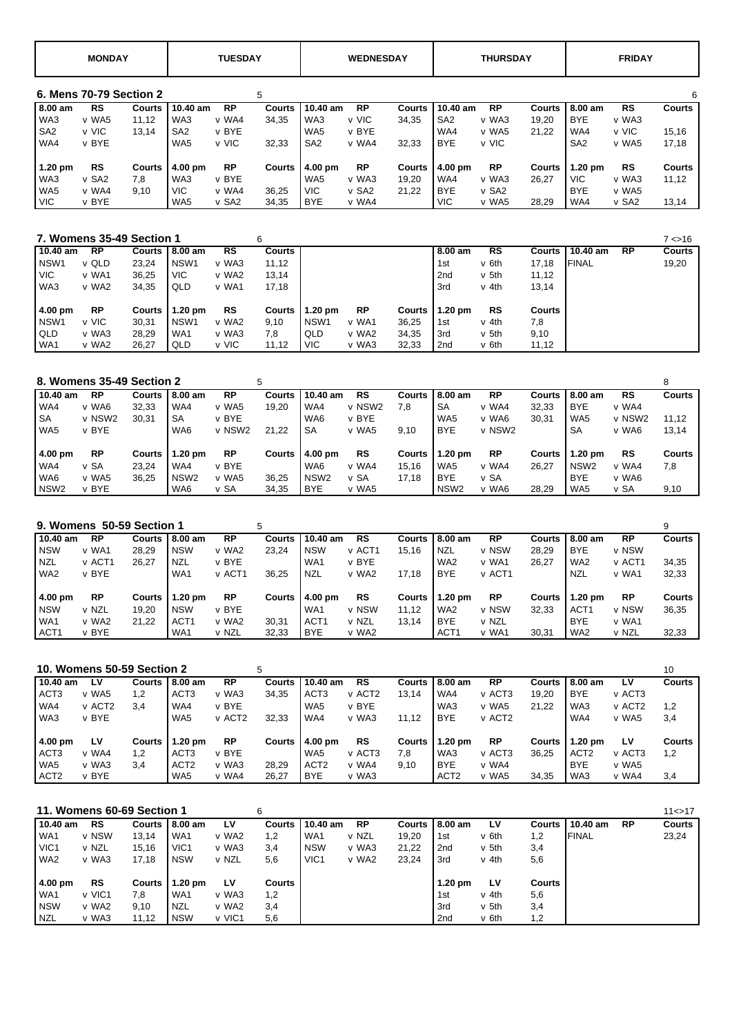| MONDAY | TUESDAY | WEDNESDAY | THURSDAY | FRIDAY |
|---|---|---|---|---|

## 6. Mens 70-79 Section 2

| 8.00 am | RS | Courts | 10.40 am | RP | Courts | 10.40 am | RP | Courts | 10.40 am | RP | Courts | 8.00 am | RS | Courts |
|---|---|---|---|---|---|---|---|---|---|---|---|---|---|---|
| | | | | | 5 | | | | | | | | | 6 |
| WA3 | v WA5 | 11,12 | WA3 | v WA4 | 34,35 | WA3 | v VIC | 34,35 | SA2 | v WA3 | 19,20 | BYE | v WA3 | |
| SA2 | v VIC | 13,14 | SA2 | v BYE | | WA5 | v BYE | | WA4 | v WA5 | 21,22 | WA4 | v VIC | 15,16 |
| WA4 | v BYE | | WA5 | v VIC | 32,33 | SA2 | v WA4 | 32,33 | BYE | v VIC | | SA2 | v WA5 | 17,18 |
| **1.20 pm** | **RS** | **Courts** | **4.00 pm** | **RP** | **Courts** | **4.00 pm** | **RP** | **Courts** | **4.00 pm** | **RP** | **Courts** | **1.20 pm** | **RS** | **Courts** |
| WA3 | v SA2 | 7,8 | WA3 | v BYE | | WA5 | v WA3 | 19,20 | WA4 | v WA3 | 26,27 | VIC | v WA3 | 11,12 |
| WA5 | v WA4 | 9,10 | VIC | v WA4 | 36,25 | VIC | v SA2 | 21,22 | BYE | v SA2 | | BYE | v WA5 | |
| VIC | v BYE | | WA5 | v SA2 | 34,35 | BYE | v WA4 | | VIC | v WA5 | 28,29 | WA4 | v SA2 | 13,14 |

## 7. Womens 35-49 Section 1

| 10.40 am | RP | Courts | 8.00 am | RS | Courts | | | | 8.00 am | RS | Courts | 10.40 am | RP | Courts |
|---|---|---|---|---|---|---|---|---|---|---|---|---|---|---|
| | | | | | 6 | | | | | | | | | 7 <>16 |
| NSW1 | v QLD | 23,24 | NSW1 | v WA3 | 11,12 | | | | 1st | v 6th | 17,18 | FINAL | | 19,20 |
| VIC | v WA1 | 36,25 | VIC | v WA2 | 13,14 | | | | 2nd | v 5th | 11,12 | | | |
| WA3 | v WA2 | 34,35 | QLD | v WA1 | 17,18 | | | | 3rd | v 4th | 13,14 | | | |
| **4.00 pm** | **RP** | **Courts** | **1.20 pm** | **RS** | **Courts** | **1.20 pm** | **RP** | **Courts** | **1.20 pm** | **RS** | **Courts** | | | |
| NSW1 | v VIC | 30,31 | NSW1 | v WA2 | 9,10 | NSW1 | v WA1 | 36,25 | 1st | v 4th | 7,8 | | | |
| QLD | v WA3 | 28,29 | WA1 | v WA3 | 7,8 | QLD | v WA2 | 34,35 | 3rd | v 5th | 9,10 | | | |
| WA1 | v WA2 | 26,27 | QLD | v VIC | 11,12 | VIC | v WA3 | 32,33 | 2nd | v 6th | 11,12 | | | |

## 8. Womens 35-49 Section 2

| 10.40 am | RP | Courts | 8.00 am | RP | Courts | 10.40 am | RS | Courts | 8.00 am | RP | Courts | 8.00 am | RS | Courts |
|---|---|---|---|---|---|---|---|---|---|---|---|---|---|---|
| | | | | | 5 | | | | | | | | | 8 |
| WA4 | v WA6 | 32,33 | WA4 | v WA5 | 19,20 | WA4 | v NSW2 | 7,8 | SA | v WA4 | 32,33 | BYE | v WA4 | |
| SA | v NSW2 | 30,31 | SA | v BYE | | WA6 | v BYE | | WA5 | v WA6 | 30,31 | WA5 | v NSW2 | 11,12 |
| WA5 | v BYE | | WA6 | v NSW2 | 21,22 | SA | v WA5 | 9,10 | BYE | v NSW2 | | SA | v WA6 | 13,14 |
| **4.00 pm** | **RP** | **Courts** | **1.20 pm** | **RP** | **Courts** | **4.00 pm** | **RS** | **Courts** | **1.20 pm** | **RP** | **Courts** | **1.20 pm** | **RS** | **Courts** |
| WA4 | v SA | 23,24 | WA4 | v BYE | | WA6 | v WA4 | 15,16 | WA5 | v WA4 | 26,27 | NSW2 | v WA4 | 7,8 |
| WA6 | v WA5 | 36,25 | NSW2 | v WA5 | 36,25 | NSW2 | v SA | 17,18 | BYE | v SA | | BYE | v WA6 | |
| NSW2 | v BYE | | WA6 | v SA | 34,35 | BYE | v WA5 | | NSW2 | v WA6 | 28,29 | WA5 | v SA | 9,10 |

## 9. Womens 50-59 Section 1

| 10.40 am | RP | Courts | 8.00 am | RP | Courts | 10.40 am | RS | Courts | 8.00 am | RP | Courts | 8.00 am | RP | Courts |
|---|---|---|---|---|---|---|---|---|---|---|---|---|---|---|
| | | | | | 5 | | | | | | | | | 9 |
| NSW | v WA1 | 28,29 | NSW | v WA2 | 23,24 | NSW | v ACT1 | 15,16 | NZL | v NSW | 28,29 | BYE | v NSW | |
| NZL | v ACT1 | 26,27 | NZL | v BYE | | WA1 | v BYE | | WA2 | v WA1 | 26,27 | WA2 | v ACT1 | 34,35 |
| WA2 | v BYE | | WA1 | v ACT1 | 36,25 | NZL | v WA2 | 17,18 | BYE | v ACT1 | | NZL | v WA1 | 32,33 |
| **4.00 pm** | **RP** | **Courts** | **1.20 pm** | **RP** | **Courts** | **4.00 pm** | **RS** | **Courts** | **1.20 pm** | **RP** | **Courts** | **1.20 pm** | **RP** | **Courts** |
| NSW | v NZL | 19,20 | NSW | v BYE | | WA1 | v NSW | 11,12 | WA2 | v NSW | 32,33 | ACT1 | v NSW | 36,35 |
| WA1 | v WA2 | 21,22 | ACT1 | v WA2 | 30,31 | ACT1 | v NZL | 13,14 | BYE | v NZL | | BYE | v WA1 | |
| ACT1 | v BYE | | WA1 | v NZL | 32,33 | BYE | v WA2 | | ACT1 | v WA1 | 30,31 | WA2 | v NZL | 32,33 |

## 10. Womens 50-59 Section 2

| 10.40 am | LV | Courts | 8.00 am | RP | Courts | 10.40 am | RS | Courts | 8.00 am | RP | Courts | 8.00 am | LV | Courts |
|---|---|---|---|---|---|---|---|---|---|---|---|---|---|---|
| | | | | | 5 | | | | | | | | | 10 |
| ACT3 | v WA5 | 1,2 | ACT3 | v WA3 | 34,35 | ACT3 | v ACT2 | 13,14 | WA4 | v ACT3 | 19,20 | BYE | v ACT3 | |
| WA4 | v ACT2 | 3,4 | WA4 | v BYE | | WA5 | v BYE | | WA3 | v WA5 | 21,22 | WA3 | v ACT2 | 1,2 |
| WA3 | v BYE | | WA5 | v ACT2 | 32,33 | WA4 | v WA3 | 11,12 | BYE | v ACT2 | | WA4 | v WA5 | 3,4 |
| **4.00 pm** | **LV** | **Courts** | **1.20 pm** | **RP** | **Courts** | **4.00 pm** | **RS** | **Courts** | **1.20 pm** | **RP** | **Courts** | **1.20 pm** | **LV** | **Courts** |
| ACT3 | v WA4 | 1,2 | ACT3 | v BYE | | WA5 | v ACT3 | 7,8 | WA3 | v ACT3 | 36,25 | ACT2 | v ACT3 | 1,2 |
| WA5 | v WA3 | 3,4 | ACT2 | v WA3 | 28,29 | ACT2 | v WA4 | 9,10 | BYE | v WA4 | | BYE | v WA5 | |
| ACT2 | v BYE | | WA5 | v WA4 | 26,27 | BYE | v WA3 | | ACT2 | v WA5 | 34,35 | WA3 | v WA4 | 3,4 |

## 11. Womens 60-69 Section 1

| 10.40 am | RS | Courts | 8.00 am | LV | Courts | 10.40 am | RP | Courts | 8.00 am | LV | Courts | 10.40 am | RP | Courts |
|---|---|---|---|---|---|---|---|---|---|---|---|---|---|---|
| | | | | | 6 | | | | | | | | | 11<>17 |
| WA1 | v NSW | 13,14 | WA1 | v WA2 | 1,2 | WA1 | v NZL | 19,20 | 1st | v 6th | 1,2 | FINAL | | 23,24 |
| VIC1 | v NZL | 15,16 | VIC1 | v WA3 | 3,4 | NSW | v WA3 | 21,22 | 2nd | v 5th | 3,4 | | | |
| WA2 | v WA3 | 17,18 | NSW | v NZL | 5,6 | VIC1 | v WA2 | 23,24 | 3rd | v 4th | 5,6 | | | |
| **4.00 pm** | **RS** | **Courts** | **1.20 pm** | **LV** | **Courts** | | | | **1.20 pm** | **LV** | **Courts** | | | |
| WA1 | v VIC1 | 7,8 | WA1 | v WA3 | 1,2 | | | | 1st | v 4th | 5,6 | | | |
| NSW | v WA2 | 9,10 | NZL | v WA2 | 3,4 | | | | 3rd | v 5th | 3,4 | | | |
| NZL | v WA3 | 11,12 | NSW | v VIC1 | 5,6 | | | | 2nd | v 6th | 1,2 | | | |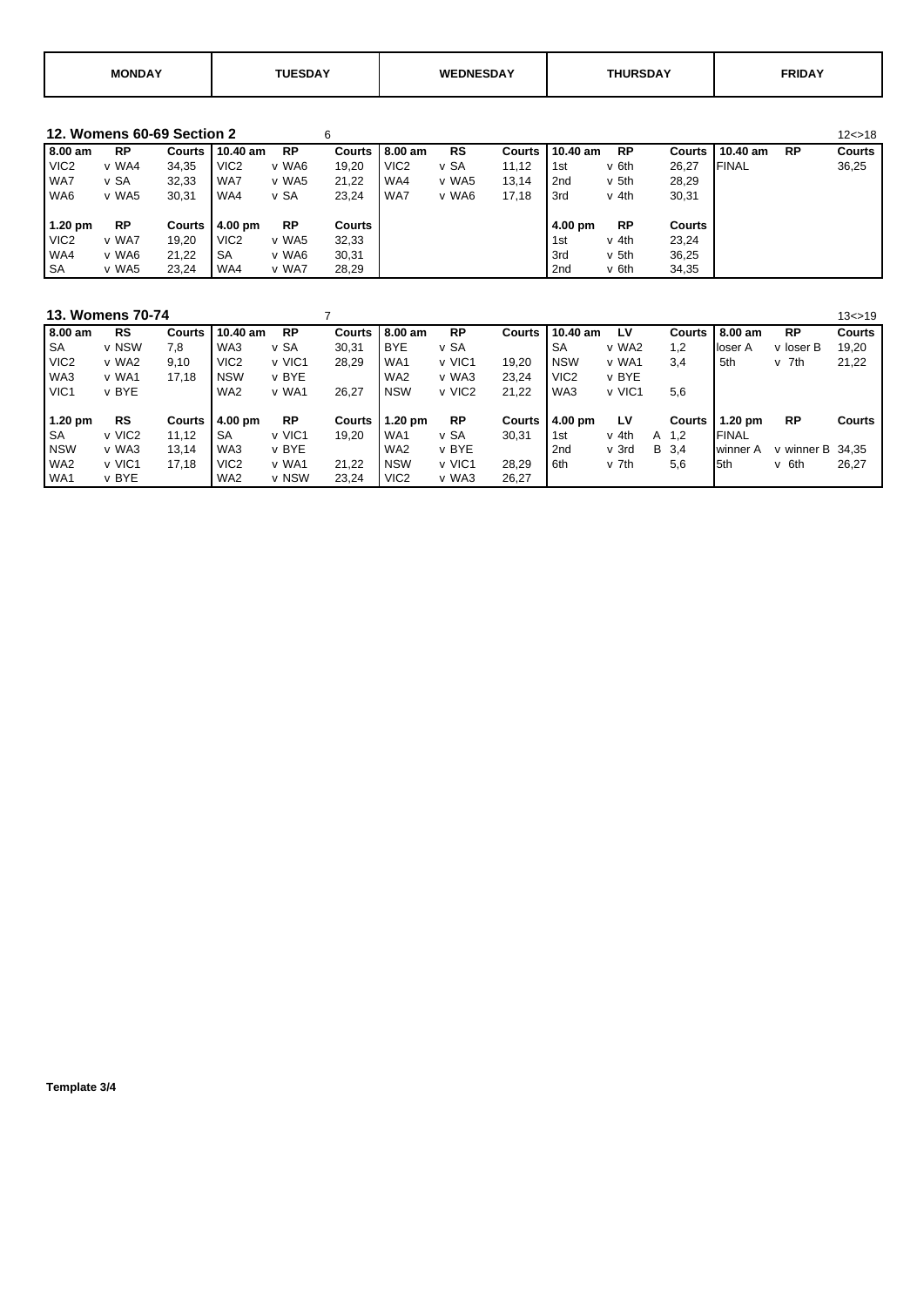| MONDAY | TUESDAY | WEDNESDAY | THURSDAY | FRIDAY |
|---|---|---|---|---|

**12. Womens 60-69 Section 2** 6 12<>18

| 8.00 am | RP | Courts | 10.40 am | RP | Courts | 8.00 am | RS | Courts | 10.40 am | RP | Courts | 10.40 am | RP | Courts |
|---|---|---|---|---|---|---|---|---|---|---|---|---|---|---|
| VIC2 | v WA4 | 34,35 | VIC2 | v WA6 | 19,20 | VIC2 | v SA | 11,12 | 1st | v 6th | 26,27 | FINAL | | 36,25 |
| WA7 | v SA | 32,33 | WA7 | v WA5 | 21,22 | WA4 | v WA5 | 13,14 | 2nd | v 5th | 28,29 | | | |
| WA6 | v WA5 | 30,31 | WA4 | v SA | 23,24 | WA7 | v WA6 | 17,18 | 3rd | v 4th | 30,31 | | | |
| **1.20 pm** | **RP** | **Courts** | **4.00 pm** | **RP** | **Courts** | | | | **4.00 pm** | **RP** | **Courts** | | | |
| VIC2 | v WA7 | 19,20 | VIC2 | v WA5 | 32,33 | | | | 1st | v 4th | 23,24 | | | |
| WA4 | v WA6 | 21,22 | SA | v WA6 | 30,31 | | | | 3rd | v 5th | 36,25 | | | |
| SA | v WA5 | 23,24 | WA4 | v WA7 | 28,29 | | | | 2nd | v 6th | 34,35 | | | |

**13. Womens 70-74** 7 13<>19

| 8.00 am | RS | Courts | 10.40 am | RP | Courts | 8.00 am | RP | Courts | 10.40 am | LV | | Courts | 8.00 am | RP | Courts |
|---|---|---|---|---|---|---|---|---|---|---|---|---|---|---|---|
| SA | v NSW | 7,8 | WA3 | v SA | 30,31 | BYE | v SA | | SA | v WA2 | | 1,2 | loser A | v loser B | 19,20 |
| VIC2 | v WA2 | 9,10 | VIC2 | v VIC1 | 28,29 | WA1 | v VIC1 | 19,20 | NSW | v WA1 | | 3,4 | 5th | v 7th | 21,22 |
| WA3 | v WA1 | 17,18 | NSW | v BYE | | WA2 | v WA3 | 23,24 | VIC2 | v BYE | | | | | |
| VIC1 | v BYE | | WA2 | v WA1 | 26,27 | NSW | v VIC2 | 21,22 | WA3 | v VIC1 | | 5,6 | | | |
| **1.20 pm** | **RS** | **Courts** | **4.00 pm** | **RP** | **Courts** | **1.20 pm** | **RP** | **Courts** | **4.00 pm** | **LV** | | **Courts** | **1.20 pm** | **RP** | **Courts** |
| SA | v VIC2 | 11,12 | SA | v VIC1 | 19,20 | WA1 | v SA | 30,31 | 1st | v 4th | A | 1,2 | FINAL | | |
| NSW | v WA3 | 13,14 | WA3 | v BYE | | WA2 | v BYE | | 2nd | v 3rd | B | 3,4 | winner A | v winner B | 34,35 |
| WA2 | v VIC1 | 17,18 | VIC2 | v WA1 | 21,22 | NSW | v VIC1 | 28,29 | 6th | v 7th | | 5,6 | 5th | v 6th | 26,27 |
| WA1 | v BYE | | WA2 | v NSW | 23,24 | VIC2 | v WA3 | 26,27 | | | | | | | |

**Template 3/4**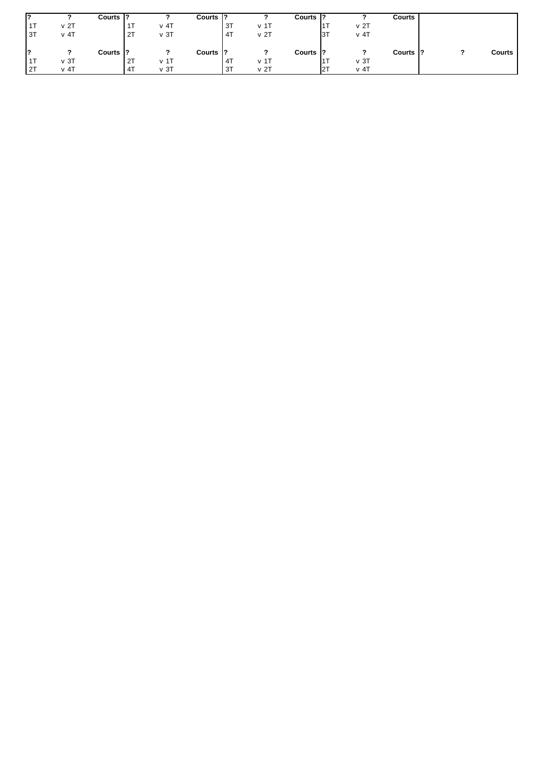| ? | ? | Courts | ? | ? | Courts | ? | ? | Courts | ? | ? | Courts | | | |
|---|---|---|---|---|---|---|---|---|---|---|---|---|---|---|
| 1T | v 2T | | 1T | v 4T | | 3T | v 1T | | 1T | v 2T | | | | |
| 3T | v 4T | | 2T | v 3T | | 4T | v 2T | | 3T | v 4T | | | | |
| | | | | | | | | | | | | | | |
| ? | ? | Courts | ? | ? | Courts | ? | ? | Courts | ? | ? | Courts | ? | ? | Courts |
| 1T | v 3T | | 2T | v 1T | | 4T | v 1T | | 1T | v 3T | | | | |
| 2T | v 4T | | 4T | v 3T | | 3T | v 2T | | 2T | v 4T | | | | |